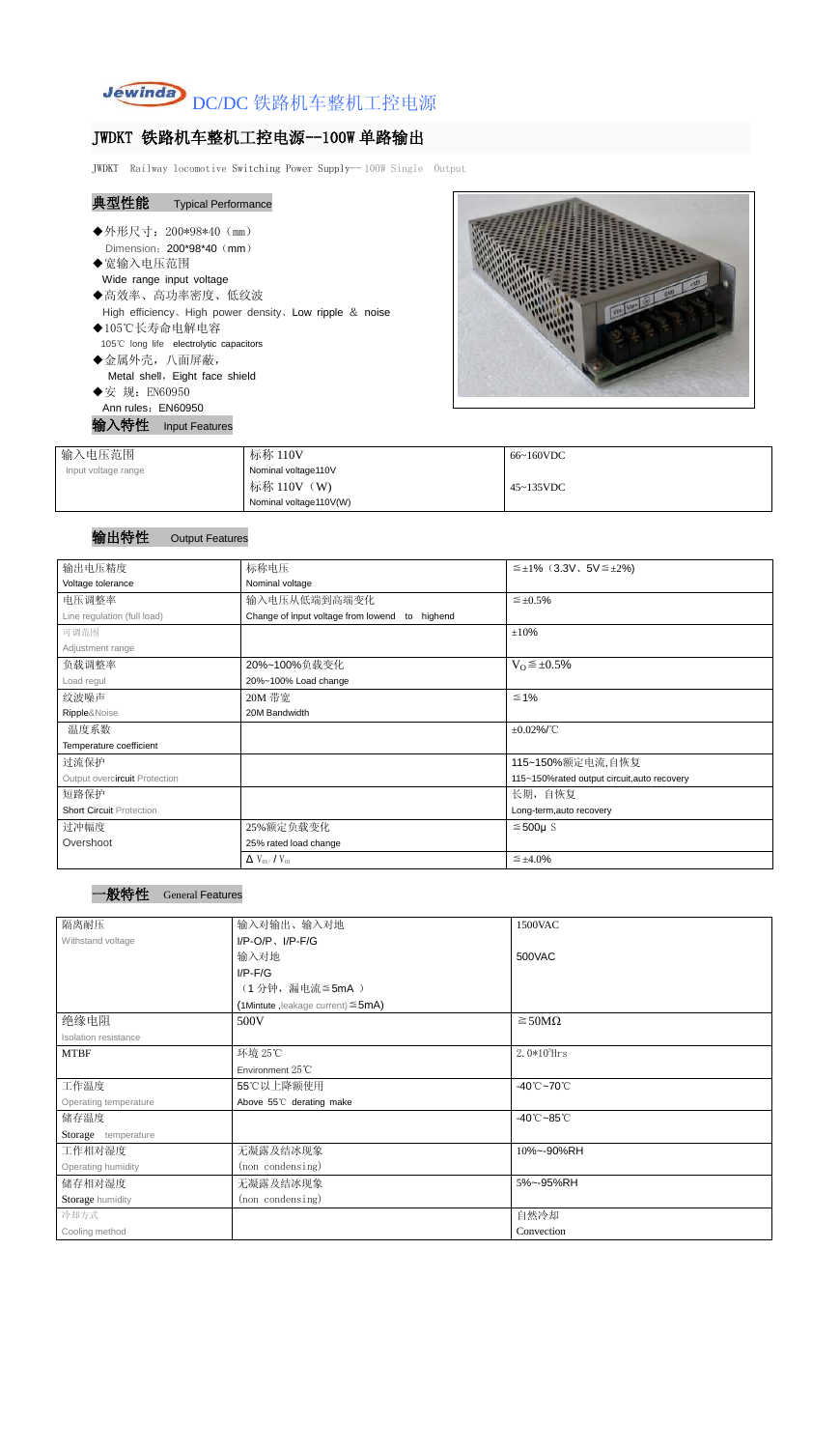# Jewinda DC/DC 铁路机车整机工控电源

## JWDKT 铁路机车整机工控电源--100W 单路输出

JWDKT Railway locomotive Switching Power Supply-- 100W Single Output

### 典型性能 Typical Performance

- ◆外形尺寸：200\*98\*40（mm）
  Dimension：200\*98\*40（mm）
- ◆宽输入电压范围
  Wide range input voltage
- ◆高效率、高功率密度、低纹波
  High efficiency、High power density、Low ripple & noise
- ◆105℃长寿命电解电容
  105℃ long life electrolytic capacitors
- ◆金属外壳，八面屏蔽，
  Metal shell，Eight face shield
- ◆安 规：EN60950
  Ann rules：EN60950

### 输入特性 Input Features

| 输入电压范围<br>Input voltage range | 标称 110V<br>Nominal voltage110V | 66~160VDC |
|---|---|---|
| | 标称 110V（W）<br>Nominal voltage110V(W) | 45~135VDC |

### 输出特性 Output Features

| 输出电压精度<br>Voltage tolerance | 标称电压<br>Nominal voltage | ≦±1%（3.3V、5V≦±2%) |
|---|---|---|
| 电压调整率<br>Line regulation (full load) | 输入电压从低端到高端变化<br>Change of input voltage from lowend to highend | ≦±0.5% |
| 可调范围<br>Adjustment range | | ±10% |
| 负载调整率<br>Load regul | 20%~100%负载变化<br>20%~100% Load change | $V_O$≦±0.5% |
| 纹波噪声<br>Ripple&Noise | 20M 带宽<br>20M Bandwidth | ≦1% |
| 温度系数<br>Temperature coefficient | | ±0.02%/℃ |
| 过流保护<br>Output overcircuit Protection | | 115~150%额定电流,自恢复<br>115~150%rated output circuit,auto recovery |
| 短路保护<br>Short Circuit Protection | | 长期，自恢复<br>Long-term,auto recovery |
| 过冲幅度<br>Overshoot | 25%额定负载变化<br>25% rated load change | ≦500μS |
| | $\Delta V_{01}/V_{01}$ | ≦±4.0% |

### 一般特性 General Features

| 隔离耐压<br>Withstand voltage | 输入对输出、输入对地<br>I/P-O/P、I/P-F/G | 1500VAC |
|---|---|---|
| | 输入对地<br>I/P-F/G<br>（1 分钟，漏电流≦5mA ）<br>(1Mintute ,leakage current)≦5mA) | 500VAC |
| 绝缘电阻<br>Isolation resistance | 500V | ≧50MΩ |
| MTBF | 环境 25℃<br>Environment 25℃ | $2.0*10^5$Hrs |
| 工作温度<br>Operating temperature | 55℃以上降额使用<br>Above 55℃ derating make | -40℃~70℃ |
| 储存温度<br>Storage temperature | | -40℃~85℃ |
| 工作相对湿度<br>Operating humidity | 无凝露及结冰现象<br>(non condensing) | 10%~-90%RH |
| 储存相对湿度<br>Storage humidity | 无凝露及结冰现象<br>(non condensing) | 5%~-95%RH |
| 冷却方式<br>Cooling method | | 自然冷却<br>Convection |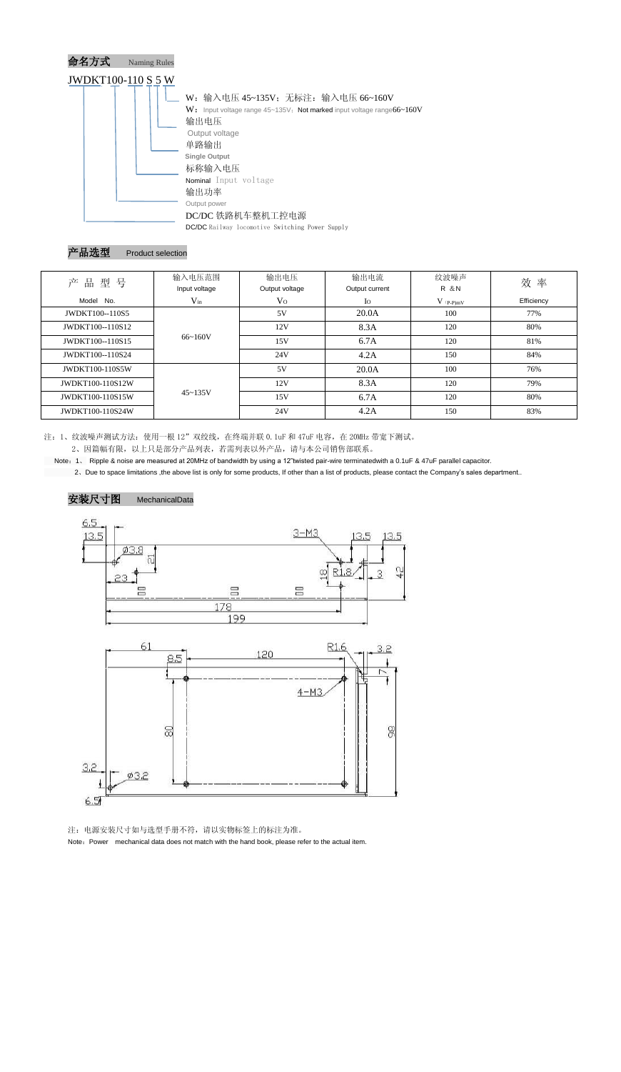## 命名方式 Naming Rules

JWDKT100-110 S 5 W

- W：输入电压 45~135V；无标注：输入电压 66~160V
  W：Input voltage range 45~135V；Not marked input voltage range66~160V
- 输出电压
  Output voltage
- 单路输出
  Single Output
- 标称输入电压
  Nominal Input voltage
- 输出功率
  Output power
- DC/DC 铁路机车整机工控电源
  DC/DC Railway locomotive Switching Power Supply

## 产品选型 Product selection

| 产 品 型 号<br>Model No. | 输入电压范围<br>Input voltage<br>$V_{in}$ | 输出电压<br>Output voltage<br>$V_O$ | 输出电流<br>Output current<br>$I_O$ | 纹波噪声<br>R &N<br>$V_{(P-P)mV}$ | 效 率<br>Efficiency |
|---|---|---|---|---|---|
| JWDKT100--110S5 | 66~160V | 5V | 20.0A | 100 | 77% |
| JWDKT100--110S12 | | 12V | 8.3A | 120 | 80% |
| JWDKT100--110S15 | | 15V | 6.7A | 120 | 81% |
| JWDKT100--110S24 | | 24V | 4.2A | 150 | 84% |
| JWDKT100-110S5W | 45~135V | 5V | 20.0A | 100 | 76% |
| JWDKT100-110S12W | | 12V | 8.3A | 120 | 79% |
| JWDKT100-110S15W | | 15V | 6.7A | 120 | 80% |
| JWDKT100-110S24W | | 24V | 4.2A | 150 | 83% |

注：1、纹波噪声测试方法：使用一根 12" 双绞线，在终端并联 0.1uF 和 47uF 电容，在 20MHz 带宽下测试。

2、因篇幅有限，以上只是部分产品列表，若需列表以外产品，请与本公司销售部联系。

Note：1、 Ripple & noise are measured at 20MHz of bandwidth by using a 12"twisted pair-wire terminatedwith a 0.1uF & 47uF parallel capacitor.

2、Due to space limitations ,the above list is only for some products, If other than a list of products, please contact the Company's sales department..

## 安装尺寸图 MechanicalData

6.5
13.5
Ø3.8
21
23
3-M3
13.5
13.5
18
R1.8
3
42
178
199

61
8.5
120
R1.6
3.2
7
4-M3
80
98
3.2
Ø3.2
6.5

注：电源安装尺寸如与选型手册不符，请以实物标签上的标注为准。

Note：Power mechanical data does not match with the hand book, please refer to the actual item.